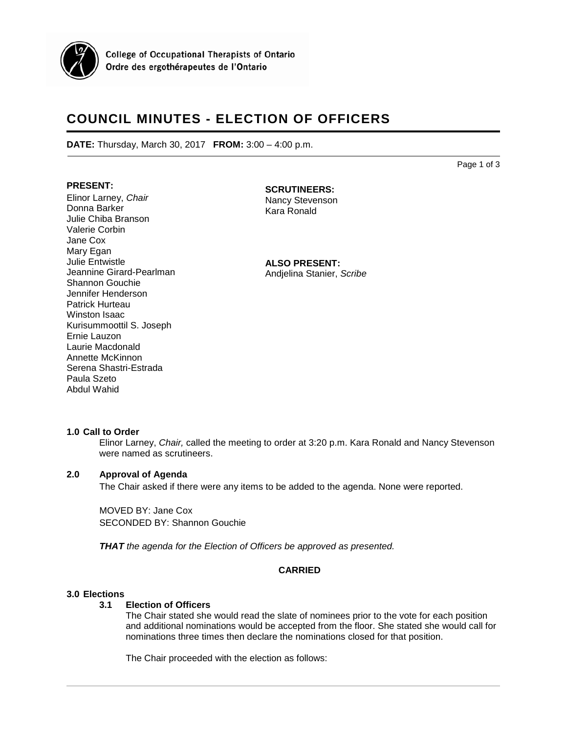College of Occupational Therapists of Ontario
Ordre des ergothérapeutes de l'Ontario

# COUNCIL MINUTES - ELECTION OF OFFICERS

**DATE:** Thursday, March 30, 2017 **FROM:** 3:00 – 4:00 p.m.

**PRESENT:**
Elinor Larney, *Chair*
Donna Barker
Julie Chiba Branson
Valerie Corbin
Jane Cox
Mary Egan
Julie Entwistle
Jeannine Girard-Pearlman
Shannon Gouchie
Jennifer Henderson
Patrick Hurteau
Winston Isaac
Kurisummoottil S. Joseph
Ernie Lauzon
Laurie Macdonald
Annette McKinnon
Serena Shastri-Estrada
Paula Szeto
Abdul Wahid

**SCRUTINEERS:**
Nancy Stevenson
Kara Ronald

**ALSO PRESENT:**
Andjelina Stanier, *Scribe*

**1.0 Call to Order**

Elinor Larney, *Chair,* called the meeting to order at 3:20 p.m. Kara Ronald and Nancy Stevenson were named as scrutineers.

**2.0 Approval of Agenda**

The Chair asked if there were any items to be added to the agenda. None were reported.

MOVED BY: Jane Cox
SECONDED BY: Shannon Gouchie

***THAT*** *the agenda for the Election of Officers be approved as presented.*

**CARRIED**

**3.0 Elections**

**3.1 Election of Officers**

The Chair stated she would read the slate of nominees prior to the vote for each position and additional nominations would be accepted from the floor. She stated she would call for nominations three times then declare the nominations closed for that position.

The Chair proceeded with the election as follows: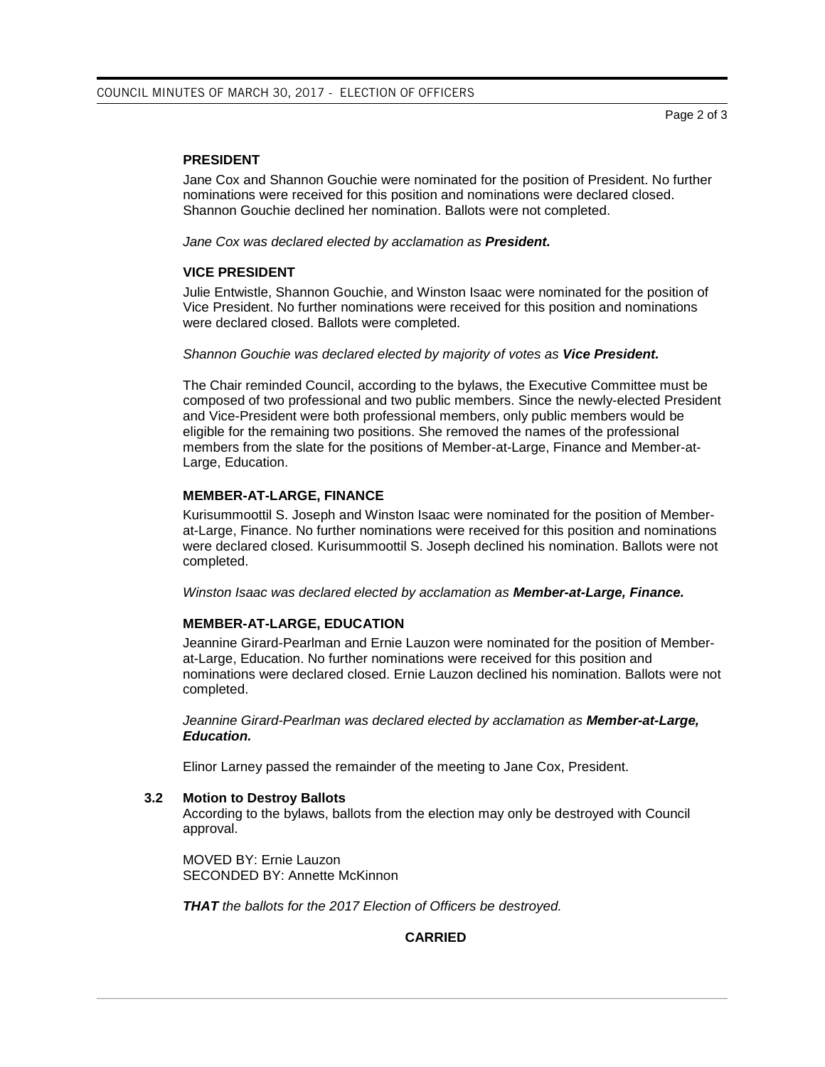#### PRESIDENT

Jane Cox and Shannon Gouchie were nominated for the position of President. No further nominations were received for this position and nominations were declared closed. Shannon Gouchie declined her nomination. Ballots were not completed.

*Jane Cox was declared elected by acclamation as **President.***

#### VICE PRESIDENT

Julie Entwistle, Shannon Gouchie, and Winston Isaac were nominated for the position of Vice President. No further nominations were received for this position and nominations were declared closed. Ballots were completed.

*Shannon Gouchie was declared elected by majority of votes as **Vice President.***

The Chair reminded Council, according to the bylaws, the Executive Committee must be composed of two professional and two public members. Since the newly-elected President and Vice-President were both professional members, only public members would be eligible for the remaining two positions. She removed the names of the professional members from the slate for the positions of Member-at-Large, Finance and Member-at-Large, Education.

#### MEMBER-AT-LARGE, FINANCE

Kurisummoottil S. Joseph and Winston Isaac were nominated for the position of Member-at-Large, Finance. No further nominations were received for this position and nominations were declared closed. Kurisummoottil S. Joseph declined his nomination. Ballots were not completed.

*Winston Isaac was declared elected by acclamation as **Member-at-Large, Finance.***

#### MEMBER-AT-LARGE, EDUCATION

Jeannine Girard-Pearlman and Ernie Lauzon were nominated for the position of Member-at-Large, Education. No further nominations were received for this position and nominations were declared closed. Ernie Lauzon declined his nomination. Ballots were not completed.

*Jeannine Girard-Pearlman was declared elected by acclamation as **Member-at-Large, Education.***

Elinor Larney passed the remainder of the meeting to Jane Cox, President.

### 3.2 Motion to Destroy Ballots

According to the bylaws, ballots from the election may only be destroyed with Council approval.

MOVED BY: Ernie Lauzon
SECONDED BY: Annette McKinnon

***THAT** the ballots for the 2017 Election of Officers be destroyed.*

**CARRIED**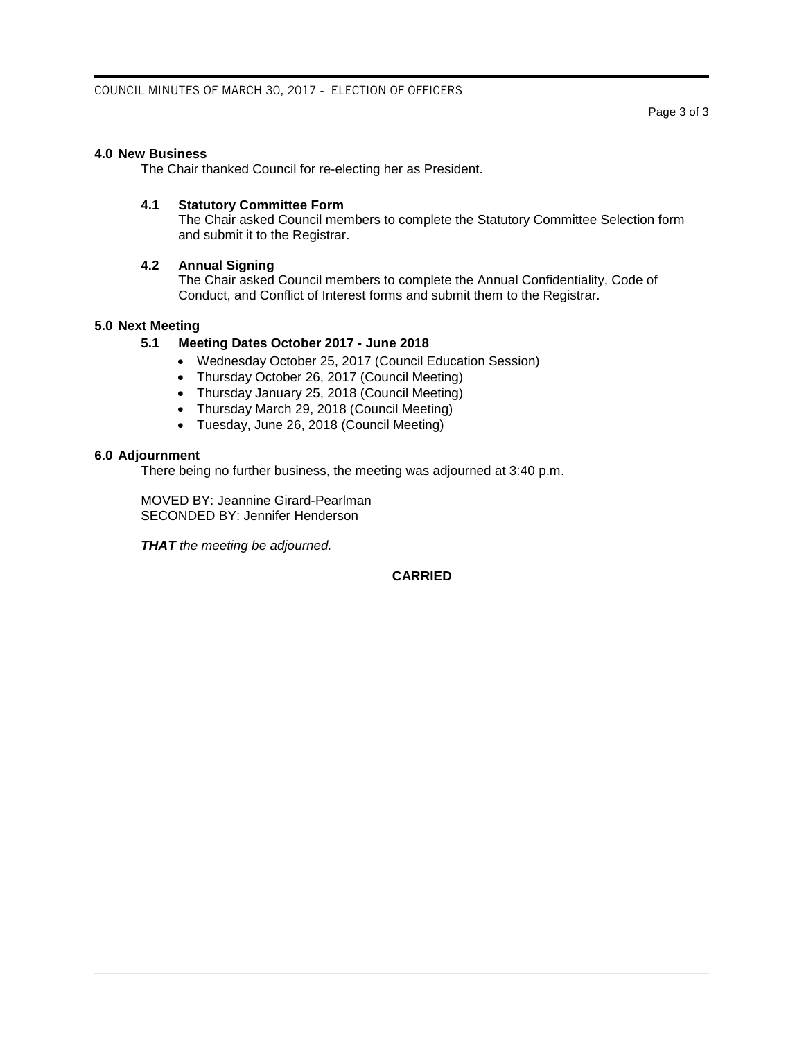## 4.0 New Business

The Chair thanked Council for re-electing her as President.

### 4.1 Statutory Committee Form

The Chair asked Council members to complete the Statutory Committee Selection form and submit it to the Registrar.

### 4.2 Annual Signing

The Chair asked Council members to complete the Annual Confidentiality, Code of Conduct, and Conflict of Interest forms and submit them to the Registrar.

## 5.0 Next Meeting

### 5.1 Meeting Dates October 2017 - June 2018

- Wednesday October 25, 2017 (Council Education Session)
- Thursday October 26, 2017 (Council Meeting)
- Thursday January 25, 2018 (Council Meeting)
- Thursday March 29, 2018 (Council Meeting)
- Tuesday, June 26, 2018 (Council Meeting)

## 6.0 Adjournment

There being no further business, the meeting was adjourned at 3:40 p.m.

MOVED BY: Jeannine Girard-Pearlman
SECONDED BY: Jennifer Henderson

***THAT*** *the meeting be adjourned.*

**CARRIED**